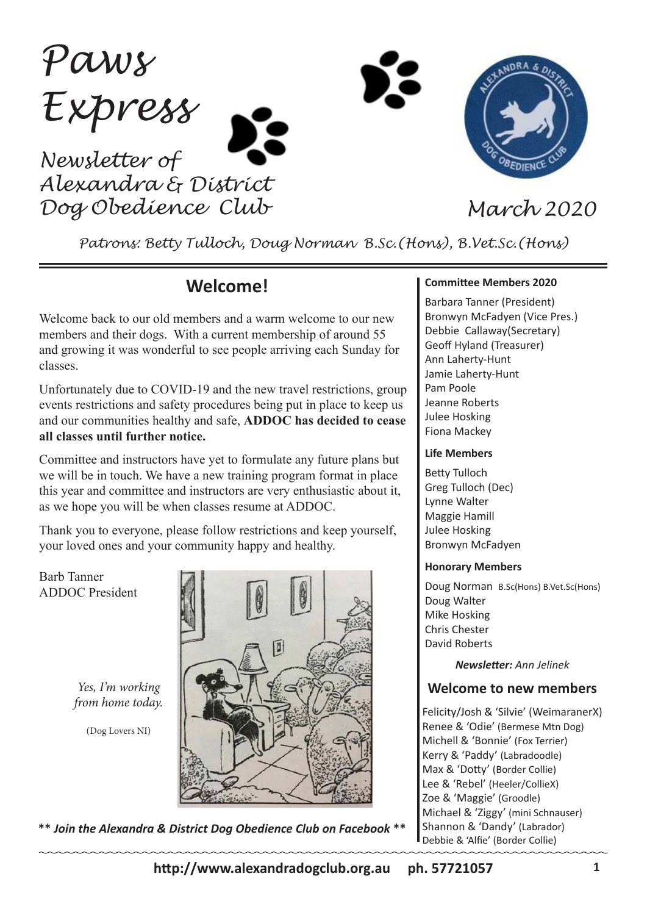# Paws Express

*Newsletter of Alexandra & District Dog Obedience Club*

*March 2020*

*Patrons: Betty Tulloch, Doug Norman B.Sc.(Hons), B.Vet.Sc.(Hons)*

## Welcome!

Welcome back to our old members and a warm welcome to our new members and their dogs. With a current membership of around 55 and growing it was wonderful to see people arriving each Sunday for classes.

Unfortunately due to COVID-19 and the new travel restrictions, group events restrictions and safety procedures being put in place to keep us and our communities healthy and safe, **ADDOC has decided to cease all classes until further notice.**

Committee and instructors have yet to formulate any future plans but we will be in touch. We have a new training program format in place this year and committee and instructors are very enthusiastic about it, as we hope you will be when classes resume at ADDOC.

Thank you to everyone, please follow restrictions and keep yourself, your loved ones and your community happy and healthy.

Barb Tanner
ADDOC President

*Yes, I'm working from home today.*

(Dog Lovers NI)

**\*\* *Join the Alexandra & District Dog Obedience Club on Facebook* \*\***

**Committee Members 2020**

Barbara Tanner (President)
Bronwyn McFadyen (Vice Pres.)
Debbie Callaway(Secretary)
Geoff Hyland (Treasurer)
Ann Laherty-Hunt
Jamie Laherty-Hunt
Pam Poole
Jeanne Roberts
Julee Hosking
Fiona Mackey

**Life Members**

Betty Tulloch
Greg Tulloch (Dec)
Lynne Walter
Maggie Hamill
Julee Hosking
Bronwyn McFadyen

**Honorary Members**

Doug Norman B.Sc(Hons) B.Vet.Sc(Hons)
Doug Walter
Mike Hosking
Chris Chester
David Roberts

***Newsletter:*** *Ann Jelinek*

### Welcome to new members

Felicity/Josh & 'Silvie' (WeimaranerX)
Renee & 'Odie' (Bermese Mtn Dog)
Michell & 'Bonnie' (Fox Terrier)
Kerry & 'Paddy' (Labradoodle)
Max & 'Dotty' (Border Collie)
Lee & 'Rebel' (Heeler/CollieX)
Zoe & 'Maggie' (Groodle)
Michael & 'Ziggy' (mini Schnauser)
Shannon & 'Dandy' (Labrador)
Debbie & 'Alfie' (Border Collie)

**http://www.alexandradogclub.org.au ph. 57721057**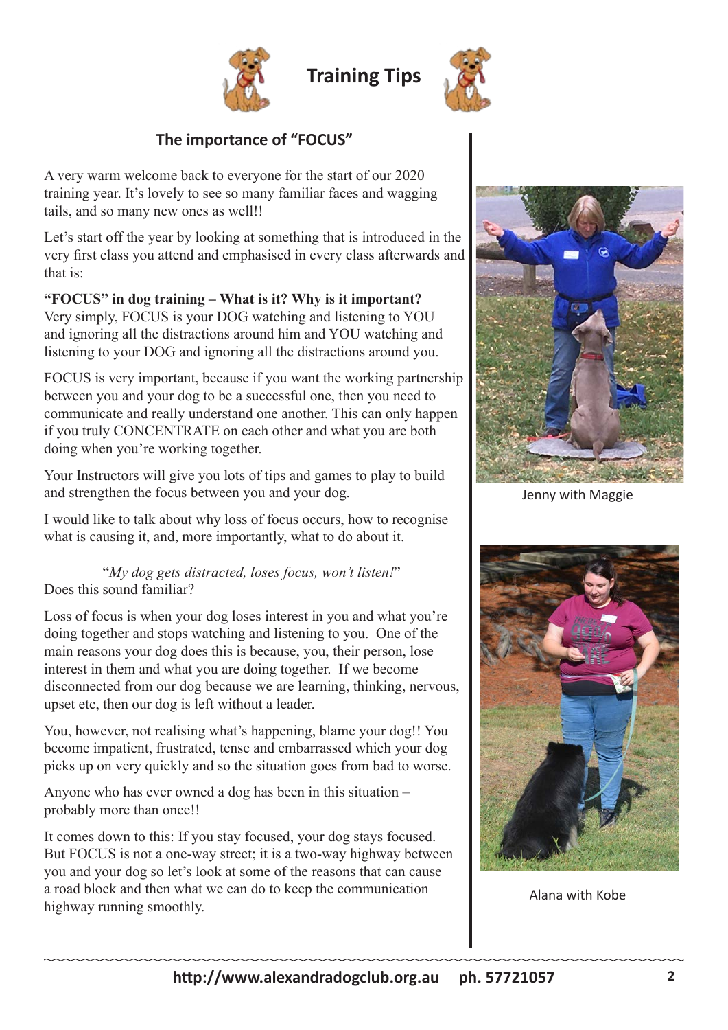# Training Tips

## The importance of "FOCUS"

A very warm welcome back to everyone for the start of our 2020 training year. It's lovely to see so many familiar faces and wagging tails, and so many new ones as well!!

Let's start off the year by looking at something that is introduced in the very first class you attend and emphasised in every class afterwards and that is:

**"FOCUS" in dog training – What is it? Why is it important?**
Very simply, FOCUS is your DOG watching and listening to YOU and ignoring all the distractions around him and YOU watching and listening to your DOG and ignoring all the distractions around you.

FOCUS is very important, because if you want the working partnership between you and your dog to be a successful one, then you need to communicate and really understand one another. This can only happen if you truly CONCENTRATE on each other and what you are both doing when you're working together.

Your Instructors will give you lots of tips and games to play to build and strengthen the focus between you and your dog.

I would like to talk about why loss of focus occurs, how to recognise what is causing it, and, more importantly, what to do about it.

"*My dog gets distracted, loses focus, won't listen!*"
Does this sound familiar?

Loss of focus is when your dog loses interest in you and what you're doing together and stops watching and listening to you. One of the main reasons your dog does this is because, you, their person, lose interest in them and what you are doing together. If we become disconnected from our dog because we are learning, thinking, nervous, upset etc, then our dog is left without a leader.

You, however, not realising what's happening, blame your dog!! You become impatient, frustrated, tense and embarrassed which your dog picks up on very quickly and so the situation goes from bad to worse.

Anyone who has ever owned a dog has been in this situation – probably more than once!!

It comes down to this: If you stay focused, your dog stays focused. But FOCUS is not a one-way street; it is a two-way highway between you and your dog so let's look at some of the reasons that can cause a road block and then what we can do to keep the communication highway running smoothly.

Jenny with Maggie

Alana with Kobe

http://www.alexandradogclub.org.au ph. 57721057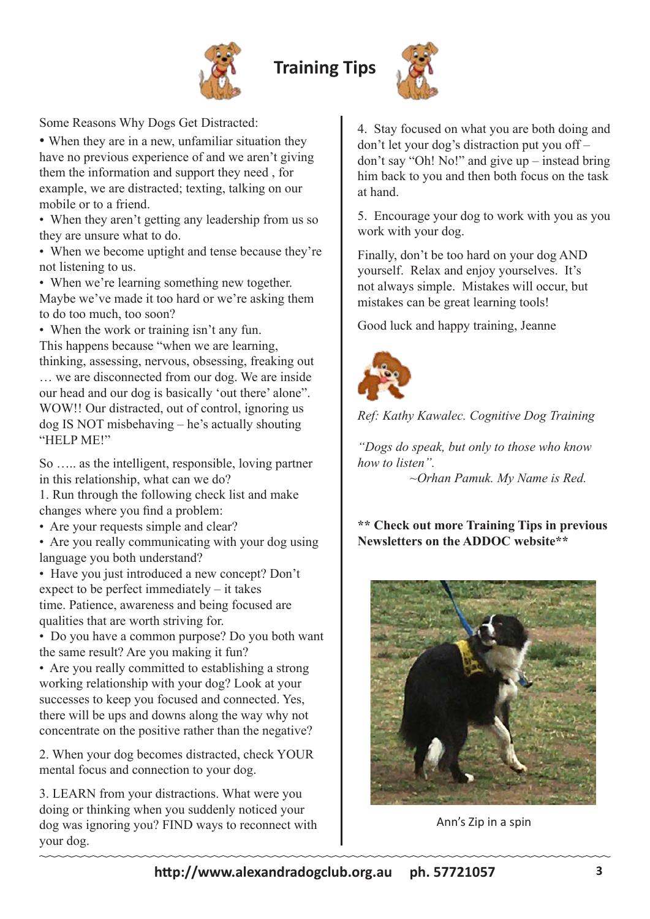# Training Tips

Some Reasons Why Dogs Get Distracted:

- When they are in a new, unfamiliar situation they have no previous experience of and we aren't giving them the information and support they need , for example, we are distracted; texting, talking on our mobile or to a friend.
- When they aren't getting any leadership from us so they are unsure what to do.
- When we become uptight and tense because they're not listening to us.
- When we're learning something new together. Maybe we've made it too hard or we're asking them to do too much, too soon?
- When the work or training isn't any fun.

This happens because "when we are learning, thinking, assessing, nervous, obsessing, freaking out … we are disconnected from our dog. We are inside our head and our dog is basically 'out there' alone". WOW!! Our distracted, out of control, ignoring us dog IS NOT misbehaving – he's actually shouting "HELP ME!"

So ….. as the intelligent, responsible, loving partner in this relationship, what can we do?

1. Run through the following check list and make changes where you find a problem:
   - Are your requests simple and clear?
   - Are you really communicating with your dog using language you both understand?
   - Have you just introduced a new concept? Don't expect to be perfect immediately – it takes time. Patience, awareness and being focused are qualities that are worth striving for.
   - Do you have a common purpose? Do you both want the same result? Are you making it fun?
   - Are you really committed to establishing a strong working relationship with your dog? Look at your successes to keep you focused and connected. Yes, there will be ups and downs along the way why not concentrate on the positive rather than the negative?

2. When your dog becomes distracted, check YOUR mental focus and connection to your dog.

3. LEARN from your distractions. What were you doing or thinking when you suddenly noticed your dog was ignoring you? FIND ways to reconnect with your dog.

4. Stay focused on what you are both doing and don't let your dog's distraction put you off – don't say "Oh! No!" and give up – instead bring him back to you and then both focus on the task at hand.

5. Encourage your dog to work with you as you work with your dog.

Finally, don't be too hard on your dog AND yourself. Relax and enjoy yourselves. It's not always simple. Mistakes will occur, but mistakes can be great learning tools!

Good luck and happy training, Jeanne

*Ref: Kathy Kawalec. Cognitive Dog Training*

*"Dogs do speak, but only to those who know how to listen".*

*~Orhan Pamuk. My Name is Red.*

**\*\* Check out more Training Tips in previous Newsletters on the ADDOC website\*\***

Ann's Zip in a spin

http://www.alexandradogclub.org.au ph. 57721057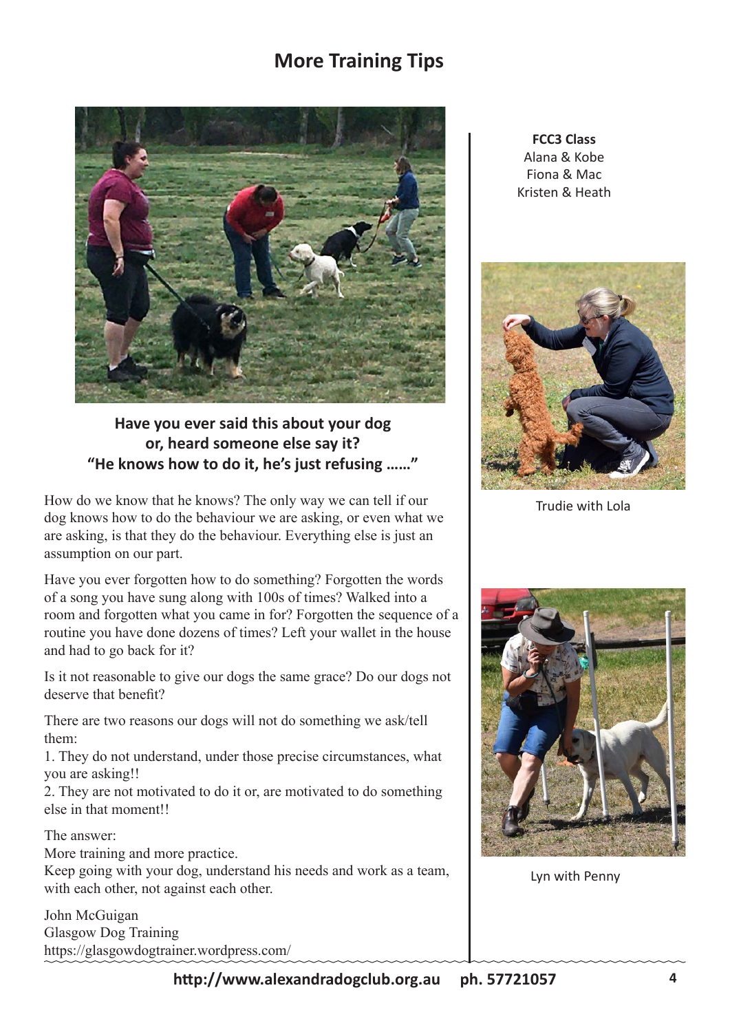# More Training Tips

**Have you ever said this about your dog or, heard someone else say it? "He knows how to do it, he's just refusing ......"**

How do we know that he knows? The only way we can tell if our dog knows how to do the behaviour we are asking, or even what we are asking, is that they do the behaviour. Everything else is just an assumption on our part.

Have you ever forgotten how to do something? Forgotten the words of a song you have sung along with 100s of times? Walked into a room and forgotten what you came in for? Forgotten the sequence of a routine you have done dozens of times? Left your wallet in the house and had to go back for it?

Is it not reasonable to give our dogs the same grace? Do our dogs not deserve that benefit?

There are two reasons our dogs will not do something we ask/tell them:

1. They do not understand, under those precise circumstances, what you are asking!!
2. They are not motivated to do it or, are motivated to do something else in that moment!!

The answer:
More training and more practice.
Keep going with your dog, understand his needs and work as a team, with each other, not against each other.

John McGuigan
Glasgow Dog Training
https://glasgowdogtrainer.wordpress.com/

**FCC3 Class**
Alana & Kobe
Fiona & Mac
Kristen & Heath

Trudie with Lola

Lyn with Penny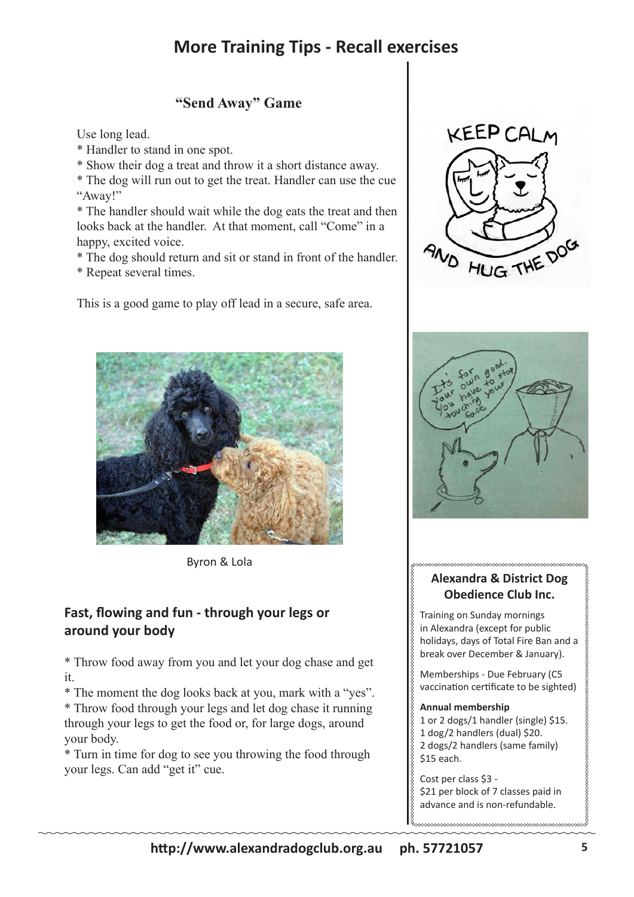# More Training Tips - Recall exercises

## "Send Away" Game

Use long lead.
* Handler to stand in one spot.
* Show their dog a treat and throw it a short distance away.
* The dog will run out to get the treat. Handler can use the cue "Away!"
* The handler should wait while the dog eats the treat and then looks back at the handler. At that moment, call "Come" in a happy, excited voice.
* The dog should return and sit or stand in front of the handler.
* Repeat several times.

This is a good game to play off lead in a secure, safe area.

Byron & Lola

## Fast, flowing and fun - through your legs or around your body

* Throw food away from you and let your dog chase and get it.
* The moment the dog looks back at you, mark with a "yes".
* Throw food through your legs and let dog chase it running through your legs to get the food or, for large dogs, around your body.
* Turn in time for dog to see you throwing the food through your legs. Can add "get it" cue.

### Alexandra & District Dog Obedience Club Inc.

Training on Sunday mornings in Alexandra (except for public holidays, days of Total Fire Ban and a break over December & January).

Memberships - Due February (C5 vaccination certificate to be sighted)

**Annual membership**
1 or 2 dogs/1 handler (single) $15.
1 dog/2 handlers (dual) $20.
2 dogs/2 handlers (same family) $15 each.

Cost per class $3 -
$21 per block of 7 classes paid in advance and is non-refundable.

**http://www.alexandradogclub.org.au ph. 57721057**